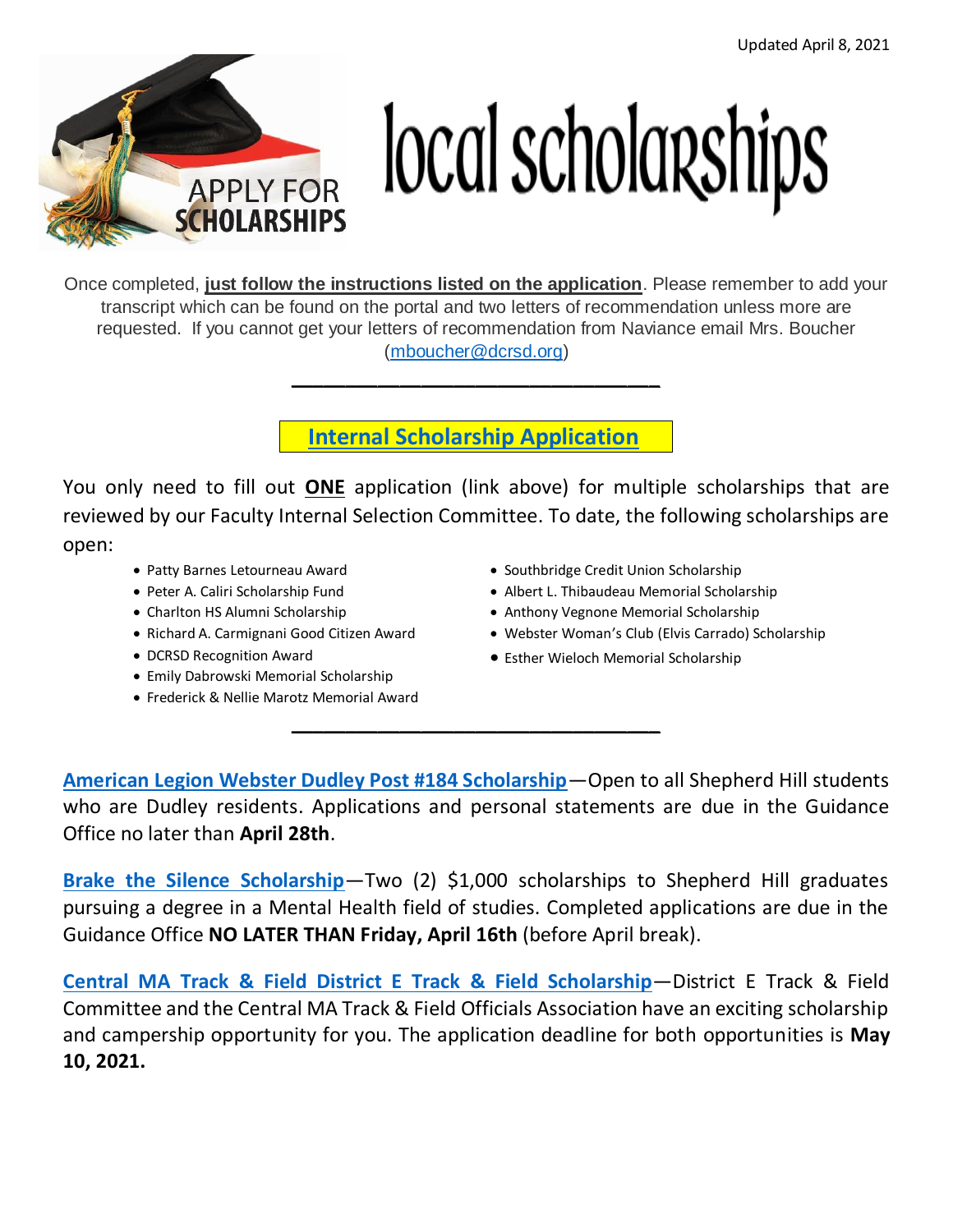Updated April 8, 2021

APPLY FOR SCHOLARSHIPS

# local scholarships

Once completed, **just follow the instructions listed on the application**. Please remember to add your transcript which can be found on the portal and two letters of recommendation unless more are requested. If you cannot get your letters of recommendation from Naviance email Mrs. Boucher (mboucher@dcrsd.org)

---

## Internal Scholarship Application

You only need to fill out **ONE** application (link above) for multiple scholarships that are reviewed by our Faculty Internal Selection Committee. To date, the following scholarships are open:

- Patty Barnes Letourneau Award
- Peter A. Caliri Scholarship Fund
- Charlton HS Alumni Scholarship
- Richard A. Carmignani Good Citizen Award
- DCRSD Recognition Award
- Emily Dabrowski Memorial Scholarship
- Frederick & Nellie Marotz Memorial Award
- Southbridge Credit Union Scholarship
- Albert L. Thibaudeau Memorial Scholarship
- Anthony Vegnone Memorial Scholarship
- Webster Woman's Club (Elvis Carrado) Scholarship
- Esther Wieloch Memorial Scholarship

---

**American Legion Webster Dudley Post #184 Scholarship**—Open to all Shepherd Hill students who are Dudley residents. Applications and personal statements are due in the Guidance Office no later than **April 28th**.

**Brake the Silence Scholarship**—Two (2) $1,000 scholarships to Shepherd Hill graduates pursuing a degree in a Mental Health field of studies. Completed applications are due in the Guidance Office **NO LATER THAN Friday, April 16th** (before April break).

**Central MA Track & Field District E Track & Field Scholarship**—District E Track & Field Committee and the Central MA Track & Field Officials Association have an exciting scholarship and campership opportunity for you. The application deadline for both opportunities is **May 10, 2021.**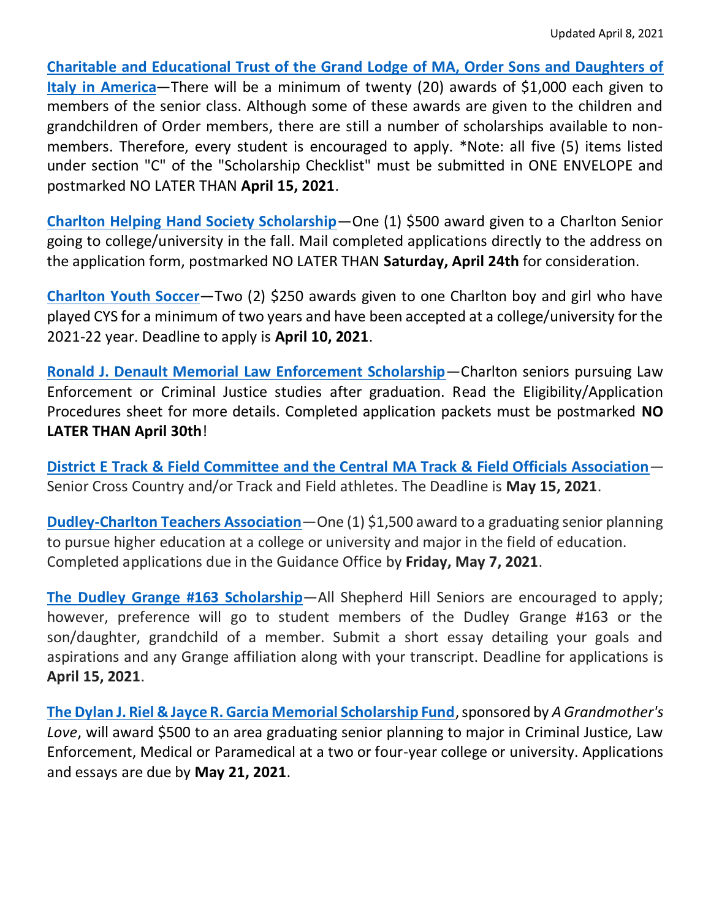Updated April 8, 2021

**Charitable and Educational Trust of the Grand Lodge of MA, Order Sons and Daughters of Italy in America**—There will be a minimum of twenty (20) awards of $1,000 each given to members of the senior class. Although some of these awards are given to the children and grandchildren of Order members, there are still a number of scholarships available to non-members. Therefore, every student is encouraged to apply. *Note: all five (5) items listed under section "C" of the "Scholarship Checklist" must be submitted in ONE ENVELOPE and postmarked NO LATER THAN **April 15, 2021**.

**Charlton Helping Hand Society Scholarship**—One (1) $500 award given to a Charlton Senior going to college/university in the fall. Mail completed applications directly to the address on the application form, postmarked NO LATER THAN **Saturday, April 24th** for consideration.

**Charlton Youth Soccer**—Two (2) $250 awards given to one Charlton boy and girl who have played CYS for a minimum of two years and have been accepted at a college/university for the 2021-22 year. Deadline to apply is **April 10, 2021**.

**Ronald J. Denault Memorial Law Enforcement Scholarship**—Charlton seniors pursuing Law Enforcement or Criminal Justice studies after graduation. Read the Eligibility/Application Procedures sheet for more details. Completed application packets must be postmarked **NO LATER THAN April 30th**!

**District E Track & Field Committee and the Central MA Track & Field Officials Association**—Senior Cross Country and/or Track and Field athletes. The Deadline is **May 15, 2021**.

**Dudley-Charlton Teachers Association**—One (1) $1,500 award to a graduating senior planning to pursue higher education at a college or university and major in the field of education. Completed applications due in the Guidance Office by **Friday, May 7, 2021**.

**The Dudley Grange #163 Scholarship**—All Shepherd Hill Seniors are encouraged to apply; however, preference will go to student members of the Dudley Grange #163 or the son/daughter, grandchild of a member. Submit a short essay detailing your goals and aspirations and any Grange affiliation along with your transcript. Deadline for applications is **April 15, 2021**.

**The Dylan J. Riel & Jayce R. Garcia Memorial Scholarship Fund**, sponsored by *A Grandmother's Love*, will award $500 to an area graduating senior planning to major in Criminal Justice, Law Enforcement, Medical or Paramedical at a two or four-year college or university. Applications and essays are due by **May 21, 2021**.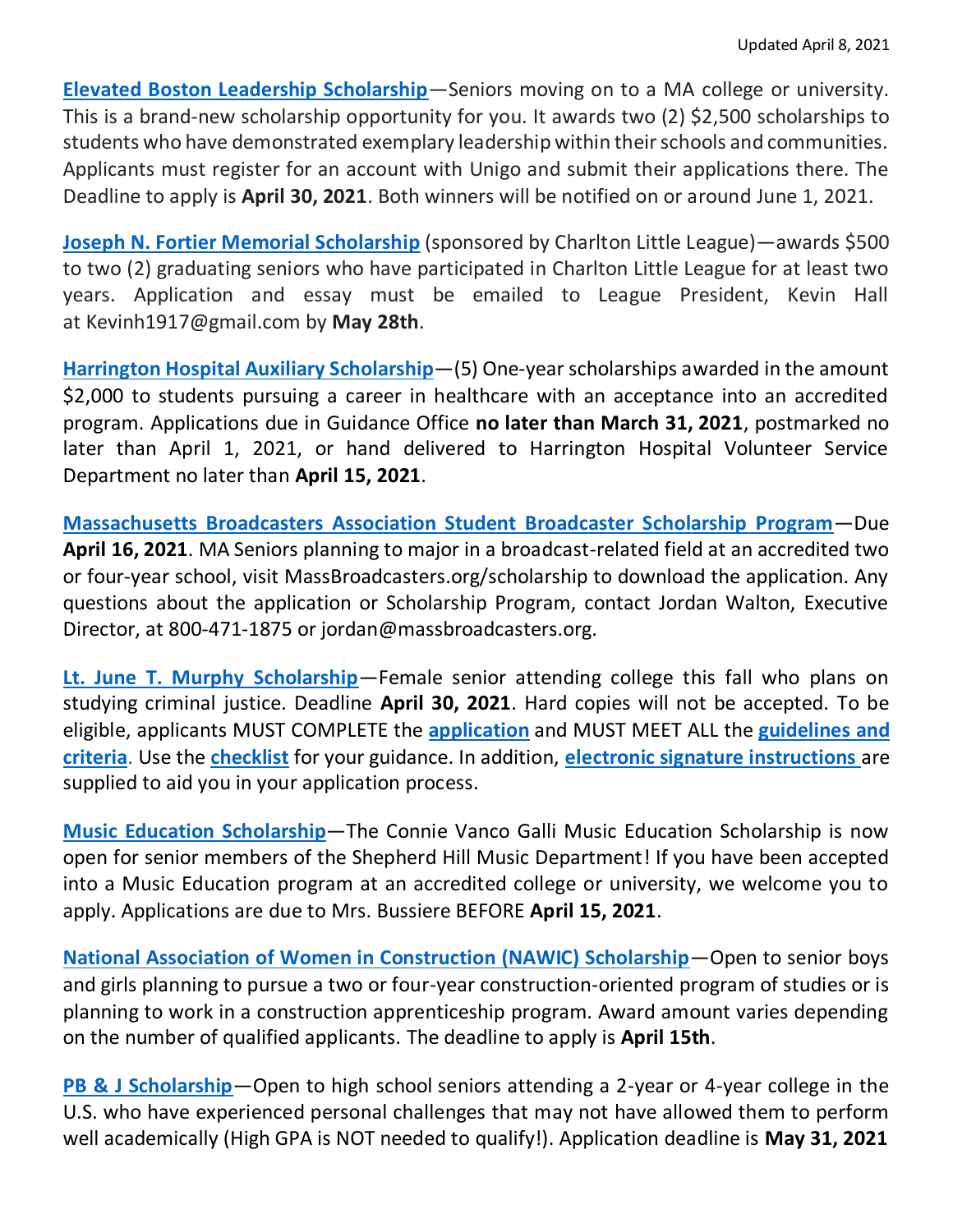Updated April 8, 2021

**Elevated Boston Leadership Scholarship**—Seniors moving on to a MA college or university. This is a brand-new scholarship opportunity for you. It awards two (2) $2,500 scholarships to students who have demonstrated exemplary leadership within their schools and communities. Applicants must register for an account with Unigo and submit their applications there. The Deadline to apply is **April 30, 2021**. Both winners will be notified on or around June 1, 2021.

**Joseph N. Fortier Memorial Scholarship** (sponsored by Charlton Little League)—awards $500 to two (2) graduating seniors who have participated in Charlton Little League for at least two years. Application and essay must be emailed to League President, Kevin Hall at Kevinh1917@gmail.com by **May 28th**.

**Harrington Hospital Auxiliary Scholarship**—(5) One-year scholarships awarded in the amount $2,000 to students pursuing a career in healthcare with an acceptance into an accredited program. Applications due in Guidance Office **no later than March 31, 2021**, postmarked no later than April 1, 2021, or hand delivered to Harrington Hospital Volunteer Service Department no later than **April 15, 2021**.

**Massachusetts Broadcasters Association Student Broadcaster Scholarship Program**—Due **April 16, 2021**. MA Seniors planning to major in a broadcast-related field at an accredited two or four-year school, visit MassBroadcasters.org/scholarship to download the application. Any questions about the application or Scholarship Program, contact Jordan Walton, Executive Director, at 800-471-1875 or jordan@massbroadcasters.org.

**Lt. June T. Murphy Scholarship**—Female senior attending college this fall who plans on studying criminal justice. Deadline **April 30, 2021**. Hard copies will not be accepted. To be eligible, applicants MUST COMPLETE the **application** and MUST MEET ALL the **guidelines and criteria**. Use the **checklist** for your guidance. In addition, **electronic signature instructions** are supplied to aid you in your application process.

**Music Education Scholarship**—The Connie Vanco Galli Music Education Scholarship is now open for senior members of the Shepherd Hill Music Department! If you have been accepted into a Music Education program at an accredited college or university, we welcome you to apply. Applications are due to Mrs. Bussiere BEFORE **April 15, 2021**.

**National Association of Women in Construction (NAWIC) Scholarship**—Open to senior boys and girls planning to pursue a two or four-year construction-oriented program of studies or is planning to work in a construction apprenticeship program. Award amount varies depending on the number of qualified applicants. The deadline to apply is **April 15th**.

**PB & J Scholarship**—Open to high school seniors attending a 2-year or 4-year college in the U.S. who have experienced personal challenges that may not have allowed them to perform well academically (High GPA is NOT needed to qualify!). Application deadline is **May 31, 2021**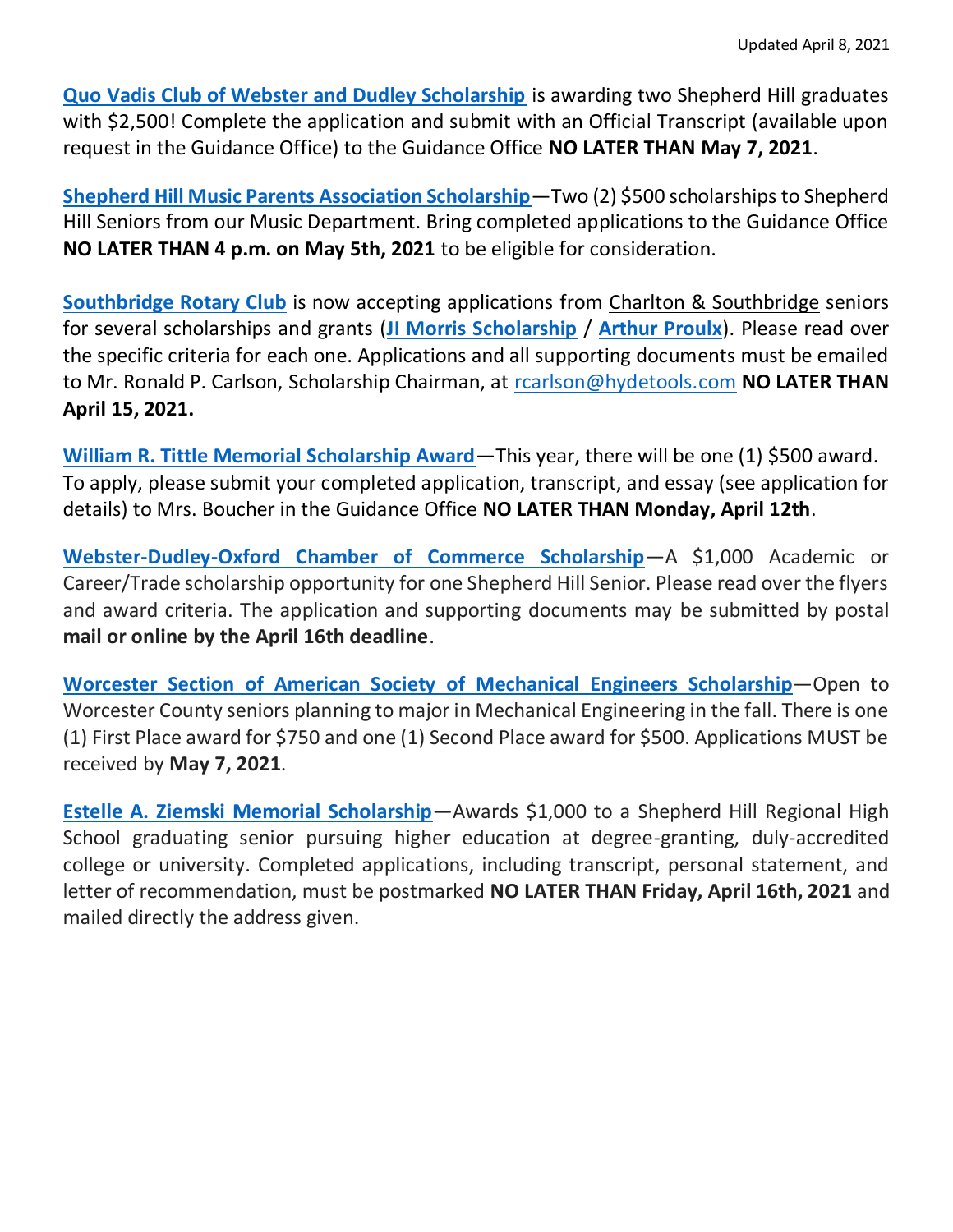**Quo Vadis Club of Webster and Dudley Scholarship** is awarding two Shepherd Hill graduates with $2,500! Complete the application and submit with an Official Transcript (available upon request in the Guidance Office) to the Guidance Office **NO LATER THAN May 7, 2021**.

**Shepherd Hill Music Parents Association Scholarship**—Two (2) $500 scholarships to Shepherd Hill Seniors from our Music Department. Bring completed applications to the Guidance Office **NO LATER THAN 4 p.m. on May 5th, 2021** to be eligible for consideration.

**Southbridge Rotary Club** is now accepting applications from Charlton & Southbridge seniors for several scholarships and grants (**JI Morris Scholarship** / **Arthur Proulx**). Please read over the specific criteria for each one. Applications and all supporting documents must be emailed to Mr. Ronald P. Carlson, Scholarship Chairman, at rcarlson@hydetools.com **NO LATER THAN April 15, 2021.**

**William R. Tittle Memorial Scholarship Award**—This year, there will be one (1) $500 award. To apply, please submit your completed application, transcript, and essay (see application for details) to Mrs. Boucher in the Guidance Office **NO LATER THAN Monday, April 12th**.

**Webster-Dudley-Oxford Chamber of Commerce Scholarship**—A $1,000 Academic or Career/Trade scholarship opportunity for one Shepherd Hill Senior. Please read over the flyers and award criteria. The application and supporting documents may be submitted by postal **mail or online by the April 16th deadline**.

**Worcester Section of American Society of Mechanical Engineers Scholarship**—Open to Worcester County seniors planning to major in Mechanical Engineering in the fall. There is one (1) First Place award for $750 and one (1) Second Place award for $500. Applications MUST be received by **May 7, 2021**.

**Estelle A. Ziemski Memorial Scholarship**—Awards $1,000 to a Shepherd Hill Regional High School graduating senior pursuing higher education at degree-granting, duly-accredited college or university. Completed applications, including transcript, personal statement, and letter of recommendation, must be postmarked **NO LATER THAN Friday, April 16th, 2021** and mailed directly the address given.